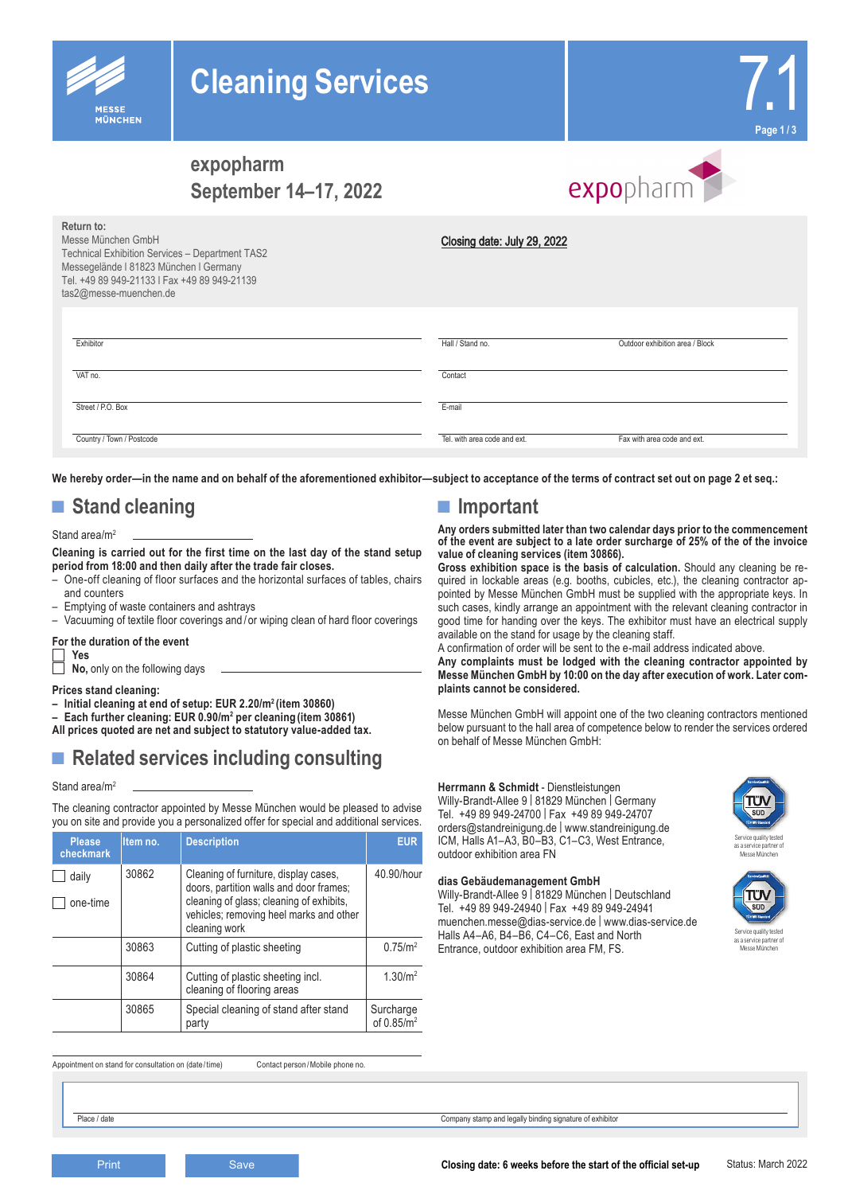# Cleaning Services

7.1

## expopharm
## September 14–17, 2022

**Return to:**
Messe München GmbH
Technical Exhibition Services – Department TAS2
Messegelände | 81823 München | Germany
Tel. +49 89 949-21133 | Fax +49 89 949-21139
tas2@messe-muenchen.de

Closing date: July 29, 2022

| Exhibitor | Hall / Stand no. | Outdoor exhibition area / Block |
|---|---|---|
| VAT no. | Contact | |
| Street / P.O. Box | E-mail | |
| Country / Town / Postcode | Tel. with area code and ext. | Fax with area code and ext. |

**We hereby order—in the name and on behalf of the aforementioned exhibitor—subject to acceptance of the terms of contract set out on page 2 et seq.:**

## Stand cleaning

Stand area/m² ____________

**Cleaning is carried out for the first time on the last day of the stand setup period from 18:00 and then daily after the trade fair closes.**

- One-off cleaning of floor surfaces and the horizontal surfaces of tables, chairs and counters
- Emptying of waste containers and ashtrays
- Vacuuming of textile floor coverings and / or wiping clean of hard floor coverings

**For the duration of the event**

☐ **Yes**
☐ **No,** only on the following days ____________

**Prices stand cleaning:**
- **Initial cleaning at end of setup: EUR 2.20/m² (item 30860)**
- **Each further cleaning: EUR 0.90/m² per cleaning (item 30861)**

**All prices quoted are net and subject to statutory value-added tax.**

## Related services including consulting

Stand area/m² ____________

The cleaning contractor appointed by Messe München would be pleased to advise you on site and provide you a personalized offer for special and additional services.

| Please checkmark | Item no. | Description | EUR |
|---|---|---|---|
| ☐ daily ☐ one-time | 30862 | Cleaning of furniture, display cases, doors, partition walls and door frames; cleaning of glass; cleaning of exhibits, vehicles; removing heel marks and other cleaning work | 40.90/hour |
| | 30863 | Cutting of plastic sheeting | 0.75/m² |
| | 30864 | Cutting of plastic sheeting incl. cleaning of flooring areas | 1.30/m² |
| | 30865 | Special cleaning of stand after stand party | Surcharge of 0.85/m² |

Appointment on stand for consultation on (date / time) ____________ Contact person / Mobile phone no. ____________

## Important

**Any orders submitted later than two calendar days prior to the commencement of the event are subject to a late order surcharge of 25% of the of the invoice value of cleaning services (item 30866).**

**Gross exhibition space is the basis of calculation.** Should any cleaning be required in lockable areas (e.g. booths, cubicles, etc.), the cleaning contractor appointed by Messe München GmbH must be supplied with the appropriate keys. In such cases, kindly arrange an appointment with the relevant cleaning contractor in good time for handing over the keys. The exhibitor must have an electrical supply available on the stand for usage by the cleaning staff.

A confirmation of order will be sent to the e-mail address indicated above.

**Any complaints must be lodged with the cleaning contractor appointed by Messe München GmbH by 10:00 on the day after execution of work. Later complaints cannot be considered.**

Messe München GmbH will appoint one of the two cleaning contractors mentioned below pursuant to the hall area of competence below to render the services ordered on behalf of Messe München GmbH:

**Herrmann & Schmidt** - Dienstleistungen
Willy-Brandt-Allee 9 | 81829 München | Germany
Tel. +49 89 949-24700 | Fax +49 89 949-24707
orders@standreinigung.de | www.standreinigung.de
ICM, Halls A1–A3, B0–B3, C1–C3, West Entrance, outdoor exhibition area FN

Service quality tested as a service partner of Messe München

**dias Gebäudemanagement GmbH**
Willy-Brandt-Allee 9 | 81829 München | Deutschland
Tel. +49 89 949-24940 | Fax +49 89 949-24941
muenchen.messe@dias-service.de | www.dias-service.de
Halls A4–A6, B4–B6, C4–C6, East and North Entrance, outdoor exhibition area FM, FS.

Service quality tested as a service partner of Messe München

Place / date ____________ Company stamp and legally binding signature of exhibitor ____________

**Closing date: 6 weeks before the start of the official set-up**

Status: March 2022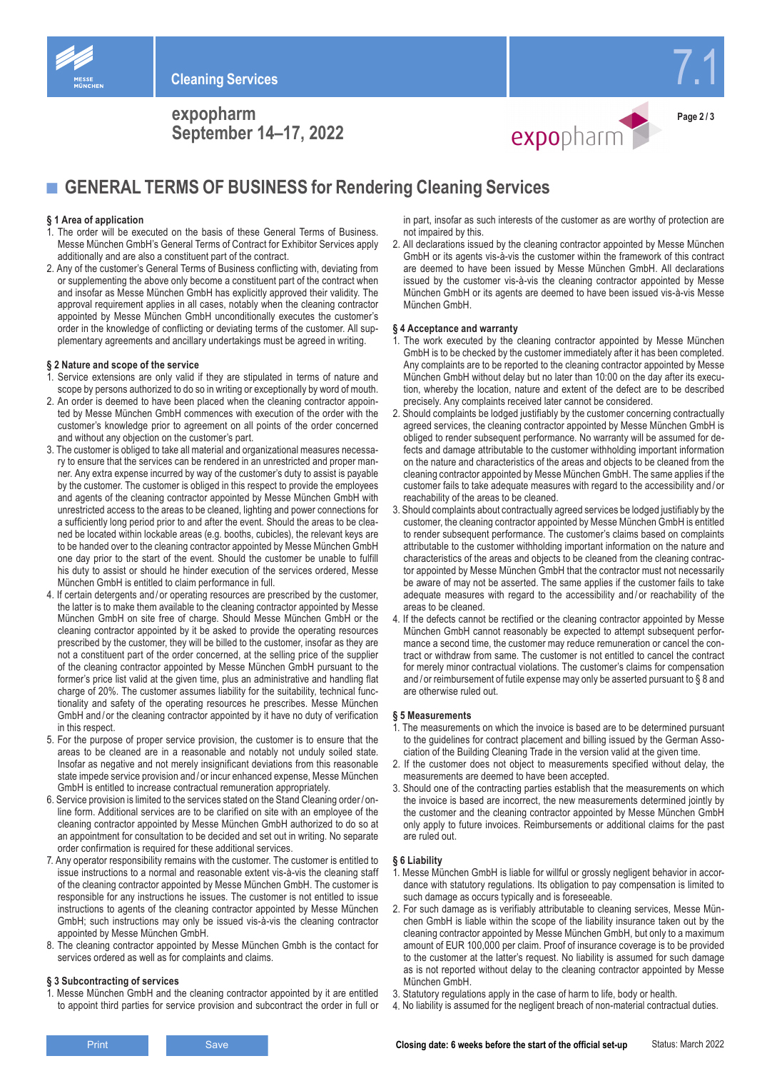# GENERAL TERMS OF BUSINESS for Rendering Cleaning Services

### § 1 Area of application

1. The order will be executed on the basis of these General Terms of Business. Messe München GmbH's General Terms of Contract for Exhibitor Services apply additionally and are also a constituent part of the contract.
2. Any of the customer's General Terms of Business conflicting with, deviating from or supplementing the above only become a constituent part of the contract when and insofar as Messe München GmbH has explicitly approved their validity. The approval requirement applies in all cases, notably when the cleaning contractor appointed by Messe München GmbH unconditionally executes the customer's order in the knowledge of conflicting or deviating terms of the customer. All supplementary agreements and ancillary undertakings must be agreed in writing.

### § 2 Nature and scope of the service

1. Service extensions are only valid if they are stipulated in terms of nature and scope by persons authorized to do so in writing or exceptionally by word of mouth.
2. An order is deemed to have been placed when the cleaning contractor appointed by Messe München GmbH commences with execution of the order with the customer's knowledge prior to agreement on all points of the order concerned and without any objection on the customer's part.
3. The customer is obliged to take all material and organizational measures necessary to ensure that the services can be rendered in an unrestricted and proper manner. Any extra expense incurred by way of the customer's duty to assist is payable by the customer. The customer is obliged in this respect to provide the employees and agents of the cleaning contractor appointed by Messe München GmbH with unrestricted access to the areas to be cleaned, lighting and power connections for a sufficiently long period prior to and after the event. Should the areas to be cleaned be located within lockable areas (e.g. booths, cubicles), the relevant keys are to be handed over to the cleaning contractor appointed by Messe München GmbH one day prior to the start of the event. Should the customer be unable to fulfill his duty to assist or should he hinder execution of the services ordered, Messe München GmbH is entitled to claim performance in full.
4. If certain detergents and / or operating resources are prescribed by the customer, the latter is to make them available to the cleaning contractor appointed by Messe München GmbH on site free of charge. Should Messe München GmbH or the cleaning contractor appointed by it be asked to provide the operating resources prescribed by the customer, they will be billed to the customer, insofar as they are not a constituent part of the order concerned, at the selling price of the supplier of the cleaning contractor appointed by Messe München GmbH pursuant to the former's price list valid at the given time, plus an administrative and handling flat charge of 20%. The customer assumes liability for the suitability, technical functionality and safety of the operating resources he prescribes. Messe München GmbH and / or the cleaning contractor appointed by it have no duty of verification in this respect.
5. For the purpose of proper service provision, the customer is to ensure that the areas to be cleaned are in a reasonable and notably not unduly soiled state. Insofar as negative and not merely insignificant deviations from this reasonable state impede service provision and / or incur enhanced expense, Messe München GmbH is entitled to increase contractual remuneration appropriately.
6. Service provision is limited to the services stated on the Stand Cleaning order / online form. Additional services are to be clarified on site with an employee of the cleaning contractor appointed by Messe München GmbH authorized to do so at an appointment for consultation to be decided and set out in writing. No separate order confirmation is required for these additional services.
7. Any operator responsibility remains with the customer. The customer is entitled to issue instructions to a normal and reasonable extent vis-à-vis the cleaning staff of the cleaning contractor appointed by Messe München GmbH. The customer is responsible for any instructions he issues. The customer is not entitled to issue instructions to agents of the cleaning contractor appointed by Messe München GmbH; such instructions may only be issued vis-à-vis the cleaning contractor appointed by Messe München GmbH.
8. The cleaning contractor appointed by Messe München Gmbh is the contact for services ordered as well as for complaints and claims.

### § 3 Subcontracting of services

1. Messe München GmbH and the cleaning contractor appointed by it are entitled to appoint third parties for service provision and subcontract the order in full or in part, insofar as such interests of the customer as are worthy of protection are not impaired by this.
2. All declarations issued by the cleaning contractor appointed by Messe München GmbH or its agents vis-à-vis the customer within the framework of this contract are deemed to have been issued by Messe München GmbH. All declarations issued by the customer vis-à-vis the cleaning contractor appointed by Messe München GmbH or its agents are deemed to have been issued vis-à-vis Messe München GmbH.

### § 4 Acceptance and warranty

1. The work executed by the cleaning contractor appointed by Messe München GmbH is to be checked by the customer immediately after it has been completed. Any complaints are to be reported to the cleaning contractor appointed by Messe München GmbH without delay but no later than 10:00 on the day after its execution, whereby the location, nature and extent of the defect are to be described precisely. Any complaints received later cannot be considered.
2. Should complaints be lodged justifiably by the customer concerning contractually agreed services, the cleaning contractor appointed by Messe München GmbH is obliged to render subsequent performance. No warranty will be assumed for defects and damage attributable to the customer withholding important information on the nature and characteristics of the areas and objects to be cleaned from the cleaning contractor appointed by Messe München GmbH. The same applies if the customer fails to take adequate measures with regard to the accessibility and / or reachability of the areas to be cleaned.
3. Should complaints about contractually agreed services be lodged justifiably by the customer, the cleaning contractor appointed by Messe München GmbH is entitled to render subsequent performance. The customer's claims based on complaints attributable to the customer withholding important information on the nature and characteristics of the areas and objects to be cleaned from the cleaning contractor appointed by Messe München GmbH that the contractor must not necessarily be aware of may not be asserted. The same applies if the customer fails to take adequate measures with regard to the accessibility and / or reachability of the areas to be cleaned.
4. If the defects cannot be rectified or the cleaning contractor appointed by Messe München GmbH cannot reasonably be expected to attempt subsequent performance a second time, the customer may reduce remuneration or cancel the contract or withdraw from same. The customer is not entitled to cancel the contract for merely minor contractual violations. The customer's claims for compensation and / or reimbursement of futile expense may only be asserted pursuant to § 8 and are otherwise ruled out.

### § 5 Measurements

1. The measurements on which the invoice is based are to be determined pursuant to the guidelines for contract placement and billing issued by the German Association of the Building Cleaning Trade in the version valid at the given time.
2. If the customer does not object to measurements specified without delay, the measurements are deemed to have been accepted.
3. Should one of the contracting parties establish that the measurements on which the invoice is based are incorrect, the new measurements determined jointly by the customer and the cleaning contractor appointed by Messe München GmbH only apply to future invoices. Reimbursements or additional claims for the past are ruled out.

### § 6 Liability

1. Messe München GmbH is liable for willful or grossly negligent behavior in accordance with statutory regulations. Its obligation to pay compensation is limited to such damage as occurs typically and is foreseeable.
2. For such damage as is verifiably attributable to cleaning services, Messe München GmbH is liable within the scope of the liability insurance taken out by the cleaning contractor appointed by Messe München GmbH, but only to a maximum amount of EUR 100,000 per claim. Proof of insurance coverage is to be provided to the customer at the latter's request. No liability is assumed for such damage as is not reported without delay to the cleaning contractor appointed by Messe München GmbH.
3. Statutory regulations apply in the case of harm to life, body or health.
4. No liability is assumed for the negligent breach of non-material contractual duties.

**Closing date: 6 weeks before the start of the official set-up**

Status: March 2022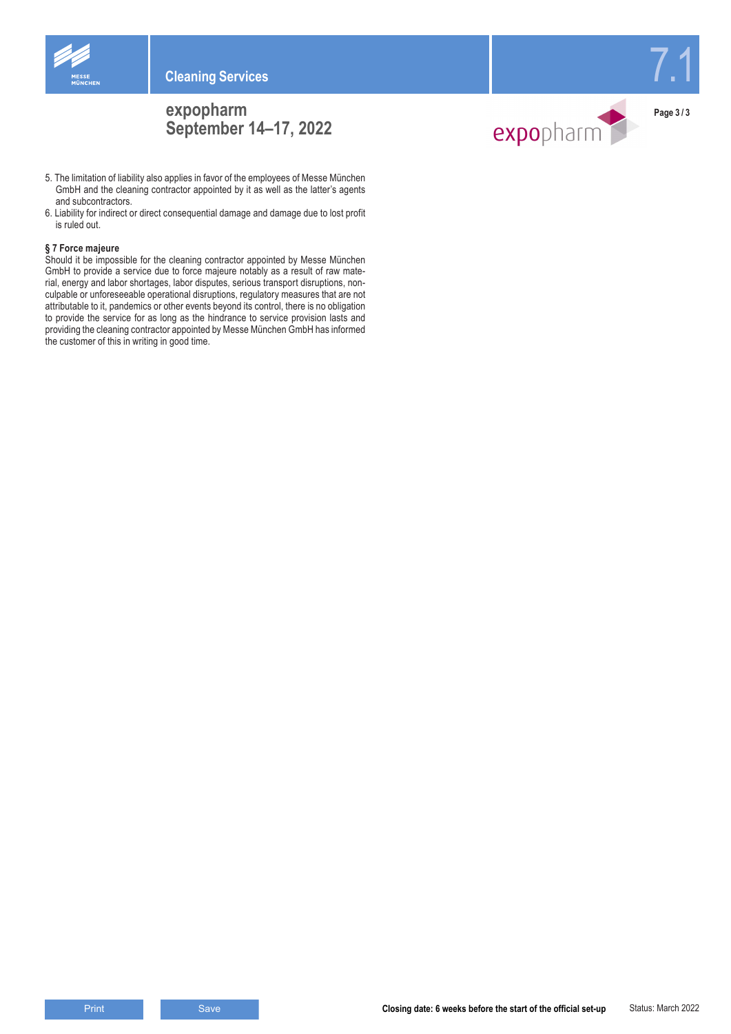5. The limitation of liability also applies in favor of the employees of Messe München GmbH and the cleaning contractor appointed by it as well as the latter's agents and subcontractors.
6. Liability for indirect or direct consequential damage and damage due to lost profit is ruled out.

**§ 7 Force majeure**

Should it be impossible for the cleaning contractor appointed by Messe München GmbH to provide a service due to force majeure notably as a result of raw material, energy and labor shortages, labor disputes, serious transport disruptions, non-culpable or unforeseeable operational disruptions, regulatory measures that are not attributable to it, pandemics or other events beyond its control, there is no obligation to provide the service for as long as the hindrance to service provision lasts and providing the cleaning contractor appointed by Messe München GmbH has informed the customer of this in writing in good time.